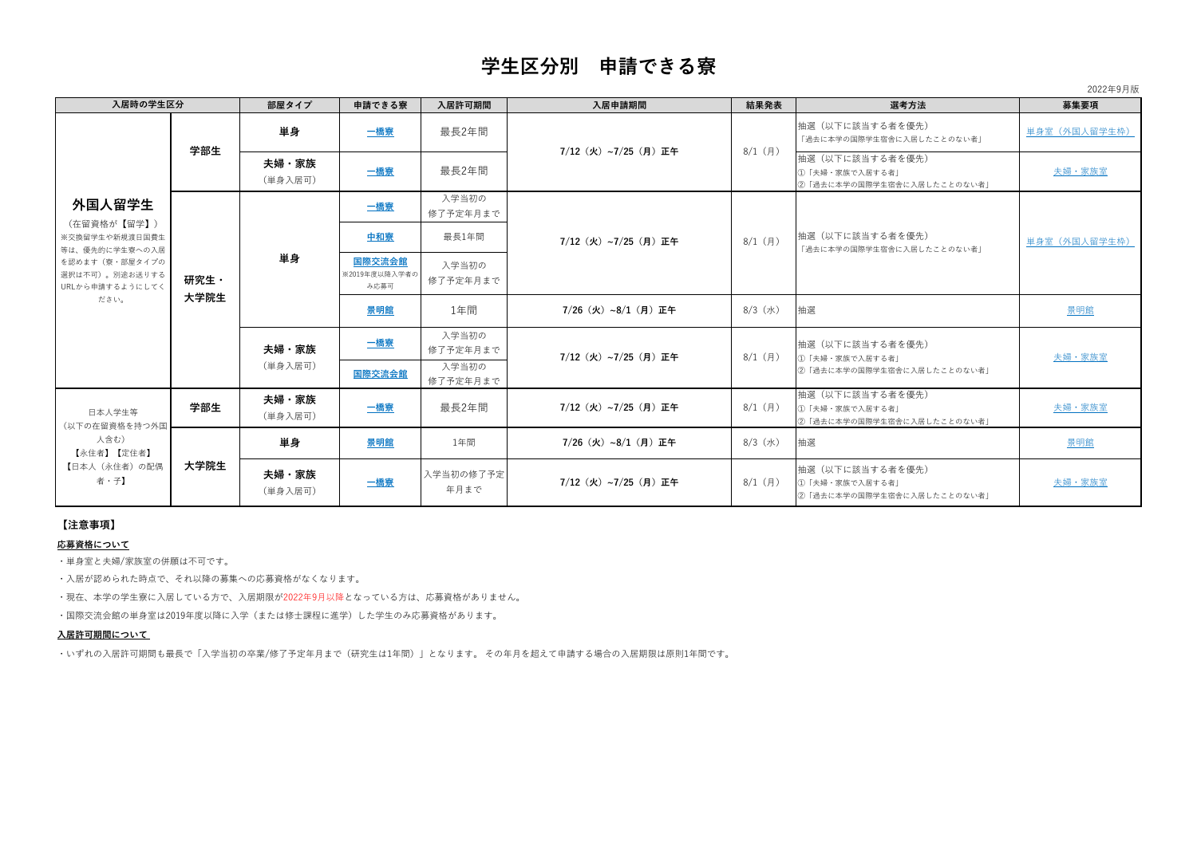# 学生区分別　申請できる寮

2022年9月版

| 入居時の学生区分 | | 部屋タイプ | 申請できる寮 | 入居許可期間 | 入居申請期間 | 結果発表 | 選考方法 | 募集要項 |
|---|---|---|---|---|---|---|---|---|
| **外国人留学生**（在留資格が【留学】）※交換留学生や新規渡日国費生等は、優先的に学生寮への入居を認めます（寮・部屋タイプの選択は不可）。別途お送りするURLから申請するようにしてください。 | 学部生 | 単身 | 一橋寮 | 最長2年間 | 7/12（火）~7/25（月）正午 | 8/1（月） | 抽選（以下に該当する者を優先）「過去に本学の国際学生宿舎に入居したことのない者」 | 単身室（外国人留学生枠） |
| | 学部生 | 夫婦・家族（単身入居可） | 一橋寮 | 最長2年間 | 7/12（火）~7/25（月）正午 | 8/1（月） | 抽選（以下に該当する者を優先）①「夫婦・家族で入居する者」②「過去に本学の国際学生宿舎に入居したことのない者」 | 夫婦・家族室 |
| | 研究生・大学院生 | 単身 | 一橋寮 | 入学当初の修了予定年月まで | 7/12（火）~7/25（月）正午 | 8/1（月） | 抽選（以下に該当する者を優先）「過去に本学の国際学生宿舎に入居したことのない者」 | 単身室（外国人留学生枠） |
| | 研究生・大学院生 | 単身 | 中和寮 | 最長1年間 | 7/12（火）~7/25（月）正午 | 8/1（月） | 抽選（以下に該当する者を優先）「過去に本学の国際学生宿舎に入居したことのない者」 | 単身室（外国人留学生枠） |
| | 研究生・大学院生 | 単身 | 国際交流会館 ※2019年度以降入学者のみ応募可 | 入学当初の修了予定年月まで | 7/12（火）~7/25（月）正午 | 8/1（月） | 抽選（以下に該当する者を優先）「過去に本学の国際学生宿舎に入居したことのない者」 | 単身室（外国人留学生枠） |
| | 研究生・大学院生 | 単身 | 景明館 | 1年間 | 7/26（火）~8/1（月）正午 | 8/3（水） | 抽選 | 景明館 |
| | 研究生・大学院生 | 夫婦・家族（単身入居可） | 一橋寮 | 入学当初の修了予定年月まで | 7/12（火）~7/25（月）正午 | 8/1（月） | 抽選（以下に該当する者を優先）①「夫婦・家族で入居する者」②「過去に本学の国際学生宿舎に入居したことのない者」 | 夫婦・家族室 |
| | 研究生・大学院生 | 夫婦・家族（単身入居可） | 国際交流会館 | 入学当初の修了予定年月まで | 7/12（火）~7/25（月）正午 | 8/1（月） | 抽選（以下に該当する者を優先）①「夫婦・家族で入居する者」②「過去に本学の国際学生宿舎に入居したことのない者」 | 夫婦・家族室 |
| 日本人学生等（以下の在留資格を持つ外国人含む）【永住者】【定住者】【日本人（永住者）の配偶者・子】 | 学部生 | 夫婦・家族（単身入居可） | 一橋寮 | 最長2年間 | 7/12（火）~7/25（月）正午 | 8/1（月） | 抽選（以下に該当する者を優先）①「夫婦・家族で入居する者」②「過去に本学の国際学生宿舎に入居したことのない者」 | 夫婦・家族室 |
| | 大学院生 | 単身 | 景明館 | 1年間 | 7/26（火）~8/1（月）正午 | 8/3（水） | 抽選 | 景明館 |
| | 大学院生 | 夫婦・家族（単身入居可） | 一橋寮 | 入学当初の修了予定年月まで | 7/12（火）~7/25（月）正午 | 8/1（月） | 抽選（以下に該当する者を優先）①「夫婦・家族で入居する者」②「過去に本学の国際学生宿舎に入居したことのない者」 | 夫婦・家族室 |

**【注意事項】**

**応募資格について**

・単身室と夫婦/家族室の併願は不可です。

・入居が認められた時点で、それ以降の募集への応募資格がなくなります。

・現在、本学の学生寮に入居している方で、入居期限が2022年9月以降となっている方は、応募資格がありません。

・国際交流会館の単身室は2019年度以降に入学（または修士課程に進学）した学生のみ応募資格があります。

**入居許可期間について**

・いずれの入居許可期間も最長で「入学当初の卒業/修了予定年月まで（研究生は1年間）」となります。 その年月を超えて申請する場合の入居期限は原則1年間です。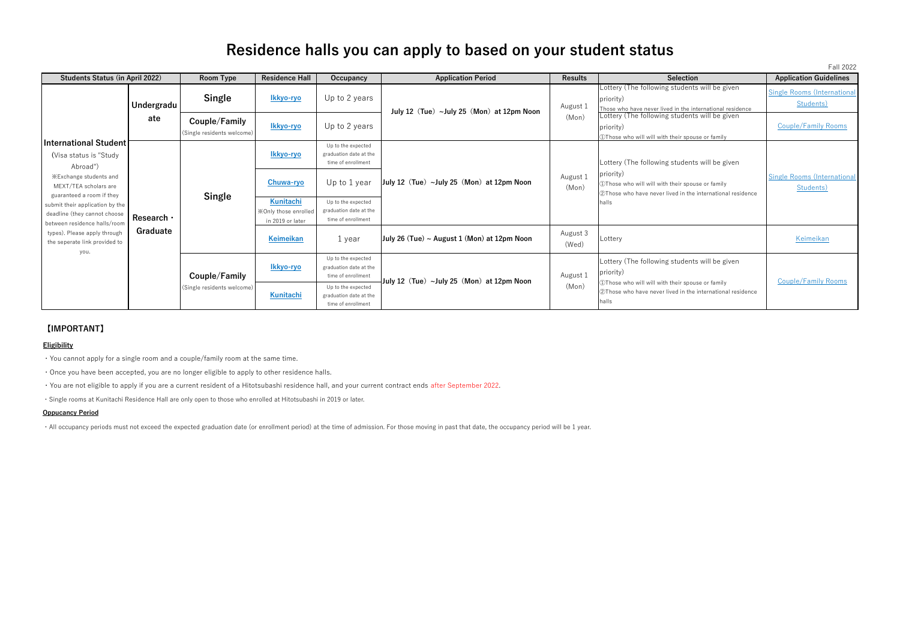# Residence halls you can apply to based on your student status

Fall 2022

| Students Status (in April 2022) | | Room Type | Residence Hall | Occupancy | Application Period | Results | Selection | Application Guidelines |
|---|---|---|---|---|---|---|---|---|
| **International Student** (Visa status is "Study Abroad") ※Exchange students and MEXT/TEA scholars are guaranteed a room if they submit their application by the deadline (they cannot choose between residence halls/room types). Please apply through the seperate link provided to you. | Undergraduate | Single | Ikkyo-ryo | Up to 2 years | July 12（Tue）~July 25（Mon）at 12pm Noon | August 1 (Mon) | Lottery (The following students will be given priority) Those who have never lived in the international residence | Single Rooms (International Students) |
| | Undergraduate | Couple/Family (Single residents welcome) | Ikkyo-ryo | Up to 2 years | July 12（Tue）~July 25（Mon）at 12pm Noon | August 1 (Mon) | Lottery (The following students will be given priority) ①Those who will will with their spouse or family | Couple/Family Rooms |
| | Research・Graduate | Single | Ikkyo-ryo | Up to the expected graduation date at the time of enrollment | July 12（Tue）~July 25（Mon）at 12pm Noon | August 1 (Mon) | Lottery (The following students will be given priority) ①Those who will will with their spouse or family ②Those who have never lived in the international residence halls | Single Rooms (International Students) |
| | Research・Graduate | Single | Chuwa-ryo | Up to 1 year | July 12（Tue）~July 25（Mon）at 12pm Noon | August 1 (Mon) | Lottery (The following students will be given priority) ①Those who will will with their spouse or family ②Those who have never lived in the international residence halls | Single Rooms (International Students) |
| | Research・Graduate | Single | Kunitachi ※Only those enrolled in 2019 or later | Up to the expected graduation date at the time of enrollment | July 12（Tue）~July 25（Mon）at 12pm Noon | August 1 (Mon) | Lottery (The following students will be given priority) ①Those who will will with their spouse or family ②Those who have never lived in the international residence halls | Single Rooms (International Students) |
| | Research・Graduate | Single | Keimeikan | 1 year | July 26 (Tue) ~ August 1 (Mon) at 12pm Noon | August 3 (Wed) | Lottery | Keimeikan |
| | Research・Graduate | Couple/Family (Single residents welcome) | Ikkyo-ryo | Up to the expected graduation date at the time of enrollment | July 12（Tue）~July 25（Mon）at 12pm Noon | August 1 (Mon) | Lottery (The following students will be given priority) ①Those who will will with their spouse or family ②Those who have never lived in the international residence halls | Couple/Family Rooms |
| | Research・Graduate | Couple/Family (Single residents welcome) | Kunitachi | Up to the expected graduation date at the time of enrollment | July 12（Tue）~July 25（Mon）at 12pm Noon | August 1 (Mon) | Lottery (The following students will be given priority) ①Those who will will with their spouse or family ②Those who have never lived in the international residence halls | Couple/Family Rooms |

## 【IMPORTANT】

**Eligibility**

- You cannot apply for a single room and a couple/family room at the same time.
- Once you have been accepted, you are no longer eligible to apply to other residence halls.
- You are not eligible to apply if you are a current resident of a Hitotsubashi residence hall, and your current contract ends after September 2022.
- Single rooms at Kunitachi Residence Hall are only open to those who enrolled at Hitotsubashi in 2019 or later.

**Oppucancy Period**

- All occupancy periods must not exceed the expected graduation date (or enrollment period) at the time of admission. For those moving in past that date, the occupancy period will be 1 year.